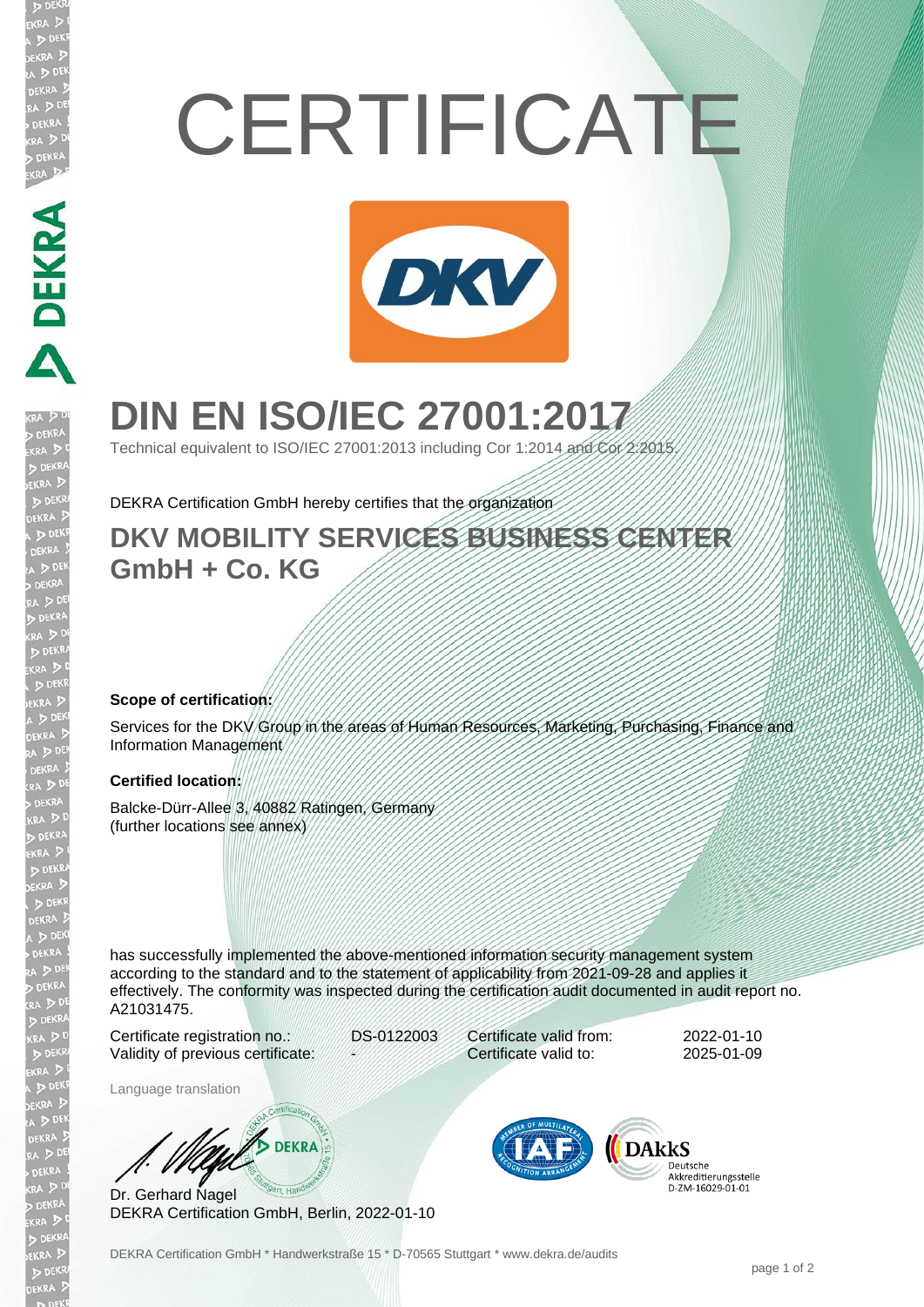# CERTIFICATE

## DIN EN ISO/IEC 27001:2017

Technical equivalent to ISO/IEC 27001:2013 including Cor 1:2014 and Cor 2:2015.

DEKRA Certification GmbH hereby certifies that the organization

## DKV MOBILITY SERVICES BUSINESS CENTER GmbH + Co. KG

**Scope of certification:**

Services for the DKV Group in the areas of Human Resources, Marketing, Purchasing, Finance and Information Management

**Certified location:**

Balcke-Dürr-Allee 3, 40882 Ratingen, Germany
(further locations see annex)

has successfully implemented the above-mentioned information security management system according to the standard and to the statement of applicability from 2021-09-28 and applies it effectively. The conformity was inspected during the certification audit documented in audit report no. A21031475.

| | | | |
|---|---|---|---|
| Certificate registration no.: | DS-0122003 | Certificate valid from: | 2022-01-10 |
| Validity of previous certificate: | - | Certificate valid to: | 2025-01-09 |

Language translation

Dr. Gerhard Nagel
DEKRA Certification GmbH, Berlin, 2022-01-10

DAkkS Deutsche Akkreditierungsstelle D-ZM-16029-01-01

DEKRA Certification GmbH * Handwerkstraße 15 * D-70565 Stuttgart * www.dekra.de/audits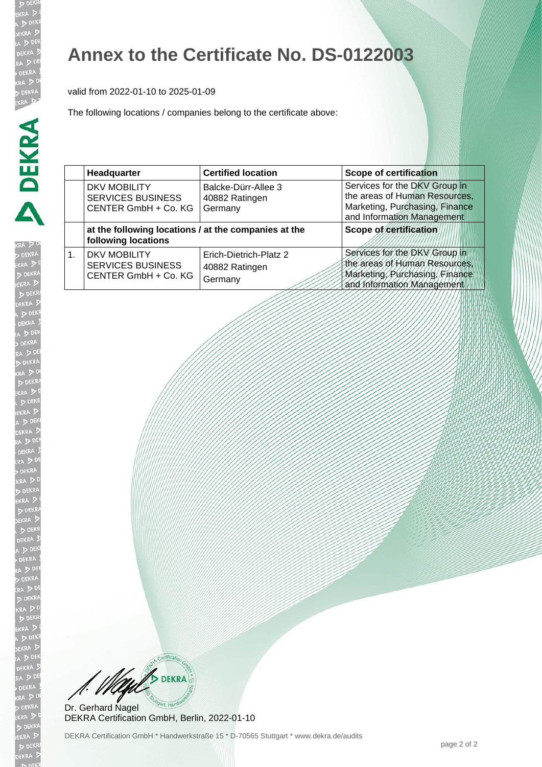# Annex to the Certificate No. DS-0122003

valid from 2022-01-10 to 2025-01-09

The following locations / companies belong to the certificate above:

| | Headquarter | Certified location | Scope of certification |
|---|---|---|---|
| | DKV MOBILITY SERVICES BUSINESS CENTER GmbH + Co. KG | Balcke-Dürr-Allee 3<br>40882 Ratingen<br>Germany | Services for the DKV Group in the areas of Human Resources, Marketing, Purchasing, Finance and Information Management |
| | **at the following locations / at the companies at the following locations** | | **Scope of certification** |
| 1. | DKV MOBILITY SERVICES BUSINESS CENTER GmbH + Co. KG | Erich-Dietrich-Platz 2<br>40882 Ratingen<br>Germany | Services for the DKV Group in the areas of Human Resources, Marketing, Purchasing, Finance and Information Management |

Dr. Gerhard Nagel
DEKRA Certification GmbH, Berlin, 2022-01-10

DEKRA Certification GmbH * Handwerkstraße 15 * D-70565 Stuttgart * www.dekra.de/audits